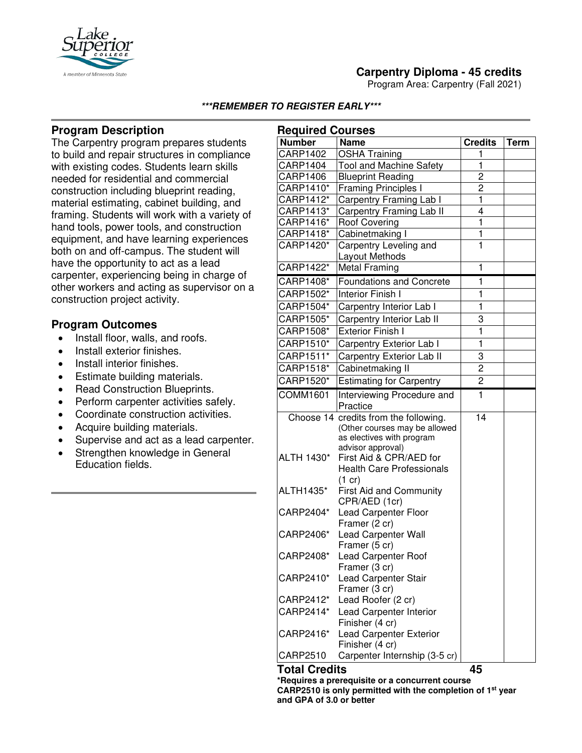# Carpentry Diploma - 45 credits

Program Area: Carpentry (Fall 2021)

***REMEMBER TO REGISTER EARLY***

## Program Description

The Carpentry program prepares students to build and repair structures in compliance with existing codes. Students learn skills needed for residential and commercial construction including blueprint reading, material estimating, cabinet building, and framing. Students will work with a variety of hand tools, power tools, and construction equipment, and have learning experiences both on and off-campus. The student will have the opportunity to act as a lead carpenter, experiencing being in charge of other workers and acting as supervisor on a construction project activity.

## Program Outcomes

- Install floor, walls, and roofs.
- Install exterior finishes.
- Install interior finishes.
- Estimate building materials.
- Read Construction Blueprints.
- Perform carpenter activities safely.
- Coordinate construction activities.
- Acquire building materials.
- Supervise and act as a lead carpenter.
- Strengthen knowledge in General Education fields.

## Required Courses

| Number | Name | Credits | Term |
|---|---|---|---|
| CARP1402 | OSHA Training | 1 | |
| CARP1404 | Tool and Machine Safety | 1 | |
| CARP1406 | Blueprint Reading | 2 | |
| CARP1410* | Framing Principles I | 2 | |
| CARP1412* | Carpentry Framing Lab I | 1 | |
| CARP1413* | Carpentry Framing Lab II | 4 | |
| CARP1416* | Roof Covering | 1 | |
| CARP1418* | Cabinetmaking I | 1 | |
| CARP1420* | Carpentry Leveling and Layout Methods | 1 | |
| CARP1422* | Metal Framing | 1 | |
| CARP1408* | Foundations and Concrete | 1 | |
| CARP1502* | Interior Finish I | 1 | |
| CARP1504* | Carpentry Interior Lab I | 1 | |
| CARP1505* | Carpentry Interior Lab II | 3 | |
| CARP1508* | Exterior Finish I | 1 | |
| CARP1510* | Carpentry Exterior Lab I | 1 | |
| CARP1511* | Carpentry Exterior Lab II | 3 | |
| CARP1518* | Cabinetmaking II | 2 | |
| CARP1520* | Estimating for Carpentry | 2 | |
| COMM1601 | Interviewing Procedure and Practice | 1 | |
| Choose 14 | credits from the following. (Other courses may be allowed as electives with program advisor approval) | 14 | |
| ALTH 1430* | First Aid & CPR/AED for Health Care Professionals (1 cr) | | |
| ALTH1435* | First Aid and Community CPR/AED (1cr) | | |
| CARP2404* | Lead Carpenter Floor Framer (2 cr) | | |
| CARP2406* | Lead Carpenter Wall Framer (5 cr) | | |
| CARP2408* | Lead Carpenter Roof Framer (3 cr) | | |
| CARP2410* | Lead Carpenter Stair Framer (3 cr) | | |
| CARP2412* | Lead Roofer (2 cr) | | |
| CARP2414* | Lead Carpenter Interior Finisher (4 cr) | | |
| CARP2416* | Lead Carpenter Exterior Finisher (4 cr) | | |
| CARP2510 | Carpenter Internship (3-5 cr) | | |

**Total Credits 45**

**\*Requires a prerequisite or a concurrent course**

**CARP2510 is only permitted with the completion of 1st year and GPA of 3.0 or better**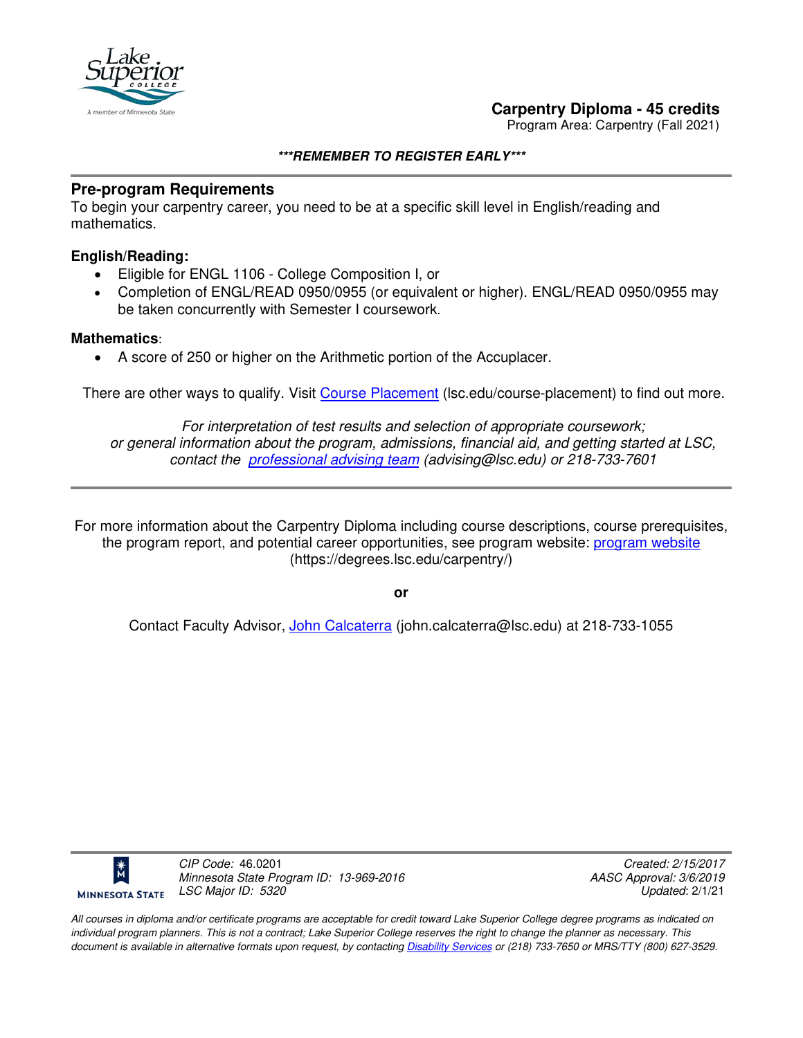**Carpentry Diploma - 45 credits**
Program Area: Carpentry (Fall 2021)

***REMEMBER TO REGISTER EARLY***

## Pre-program Requirements

To begin your carpentry career, you need to be at a specific skill level in English/reading and mathematics.

### English/Reading:

- Eligible for ENGL 1106 - College Composition I, or
- Completion of ENGL/READ 0950/0955 (or equivalent or higher). ENGL/READ 0950/0955 may be taken concurrently with Semester I coursework.

### Mathematics:

- A score of 250 or higher on the Arithmetic portion of the Accuplacer.

There are other ways to qualify. Visit Course Placement (lsc.edu/course-placement) to find out more.

*For interpretation of test results and selection of appropriate coursework; or general information about the program, admissions, financial aid, and getting started at LSC, contact the professional advising team (advising@lsc.edu) or 218-733-7601*

---

For more information about the Carpentry Diploma including course descriptions, course prerequisites, the program report, and potential career opportunities, see program website: program website (https://degrees.lsc.edu/carpentry/)

**or**

Contact Faculty Advisor, John Calcaterra (john.calcaterra@lsc.edu) at 218-733-1055

*CIP Code:* 46.0201
*Minnesota State Program ID: 13-969-2016*
*LSC Major ID: 5320*

*Created: 2/15/2017*
*AASC Approval: 3/6/2019*
*Updated*: 2/1/21

*All courses in diploma and/or certificate programs are acceptable for credit toward Lake Superior College degree programs as indicated on individual program planners. This is not a contract; Lake Superior College reserves the right to change the planner as necessary. This document is available in alternative formats upon request, by contacting Disability Services or (218) 733-7650 or MRS/TTY (800) 627-3529.*